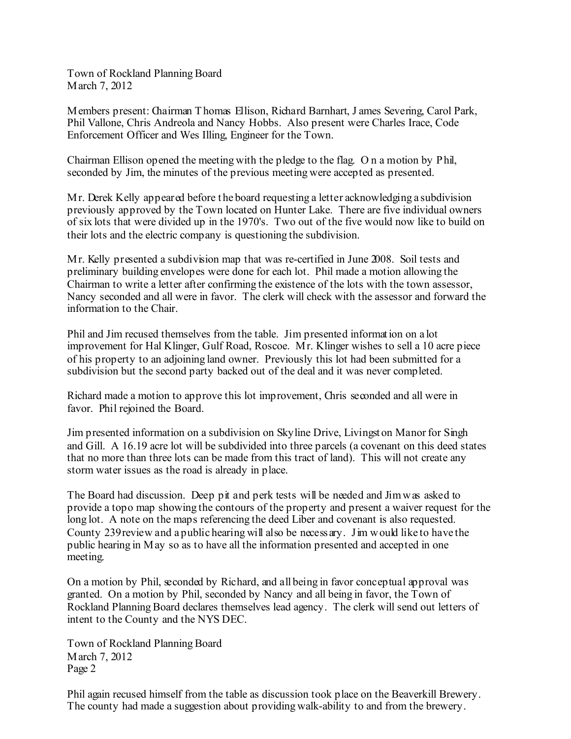Town of Rockland Planning Board
March 7, 2012

Members present: Chairman Thomas Ellison, Richard Barnhart, James Severing, Carol Park, Phil Vallone, Chris Andreola and Nancy Hobbs. Also present were Charles Irace, Code Enforcement Officer and Wes Illing, Engineer for the Town.

Chairman Ellison opened the meeting with the pledge to the flag. On a motion by Phil, seconded by Jim, the minutes of the previous meeting were accepted as presented.

Mr. Derek Kelly appeared before the board requesting a letter acknowledging a subdivision previously approved by the Town located on Hunter Lake. There are five individual owners of six lots that were divided up in the 1970's. Two out of the five would now like to build on their lots and the electric company is questioning the subdivision.

Mr. Kelly presented a subdivision map that was re-certified in June 2008. Soil tests and preliminary building envelopes were done for each lot. Phil made a motion allowing the Chairman to write a letter after confirming the existence of the lots with the town assessor, Nancy seconded and all were in favor. The clerk will check with the assessor and forward the information to the Chair.

Phil and Jim recused themselves from the table. Jim presented information on a lot improvement for Hal Klinger, Gulf Road, Roscoe. Mr. Klinger wishes to sell a 10 acre piece of his property to an adjoining land owner. Previously this lot had been submitted for a subdivision but the second party backed out of the deal and it was never completed.

Richard made a motion to approve this lot improvement, Chris seconded and all were in favor. Phil rejoined the Board.

Jim presented information on a subdivision on Skyline Drive, Livingston Manor for Singh and Gill. A 16.19 acre lot will be subdivided into three parcels (a covenant on this deed states that no more than three lots can be made from this tract of land). This will not create any storm water issues as the road is already in place.

The Board had discussion. Deep pit and perk tests will be needed and Jim was asked to provide a topo map showing the contours of the property and present a waiver request for the long lot. A note on the maps referencing the deed Liber and covenant is also requested. County 239 review and a public hearing will also be necessary. Jim would like to have the public hearing in May so as to have all the information presented and accepted in one meeting.

On a motion by Phil, seconded by Richard, and all being in favor conceptual approval was granted. On a motion by Phil, seconded by Nancy and all being in favor, the Town of Rockland Planning Board declares themselves lead agency. The clerk will send out letters of intent to the County and the NYS DEC.

Phil again recused himself from the table as discussion took place on the Beaverkill Brewery. The county had made a suggestion about providing walk-ability to and from the brewery.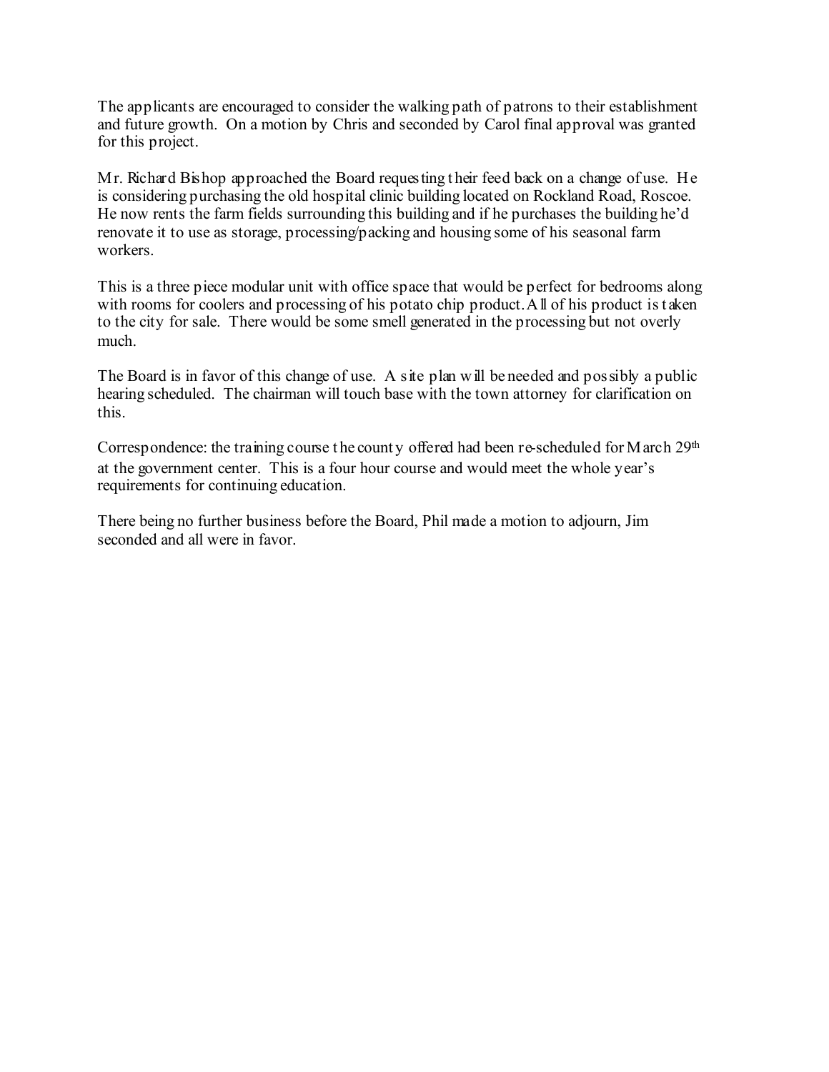The applicants are encouraged to consider the walking path of patrons to their establishment and future growth. On a motion by Chris and seconded by Carol final approval was granted for this project.

Mr. Richard Bishop approached the Board requesting their feed back on a change of use. He is considering purchasing the old hospital clinic building located on Rockland Road, Roscoe. He now rents the farm fields surrounding this building and if he purchases the building he'd renovate it to use as storage, processing/packing and housing some of his seasonal farm workers.

This is a three piece modular unit with office space that would be perfect for bedrooms along with rooms for coolers and processing of his potato chip product. All of his product is taken to the city for sale. There would be some smell generated in the processing but not overly much.

The Board is in favor of this change of use. A site plan will be needed and possibly a public hearing scheduled. The chairman will touch base with the town attorney for clarification on this.

Correspondence: the training course the county offered had been re-scheduled for March 29th at the government center. This is a four hour course and would meet the whole year's requirements for continuing education.

There being no further business before the Board, Phil made a motion to adjourn, Jim seconded and all were in favor.